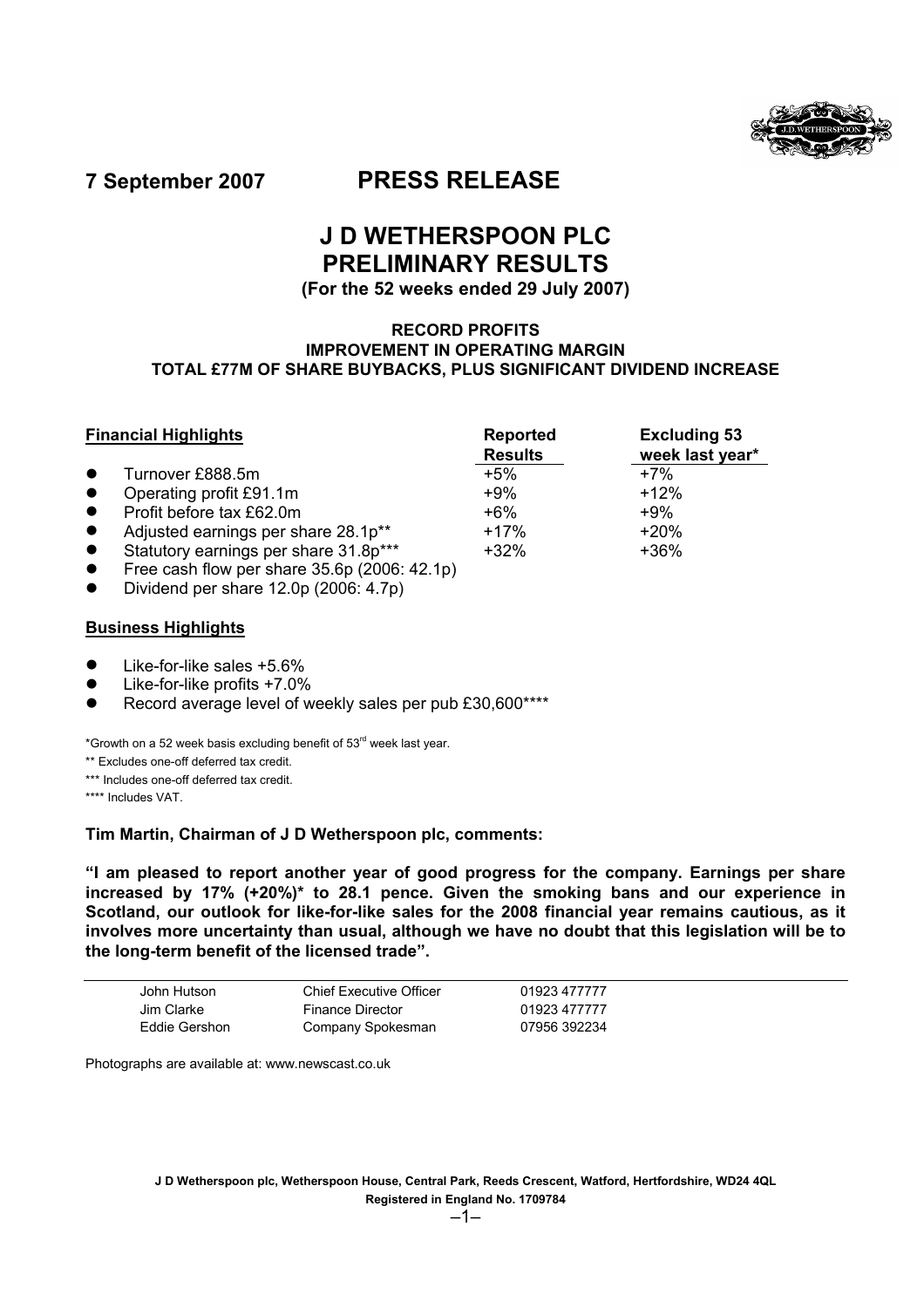**7 September 2007** **PRESS RELEASE**

# J D WETHERSPOON PLC PRELIMINARY RESULTS

**(For the 52 weeks ended 29 July 2007)**

**RECORD PROFITS**
**IMPROVEMENT IN OPERATING MARGIN**
**TOTAL £77M OF SHARE BUYBACKS, PLUS SIGNIFICANT DIVIDEND INCREASE**

| **Financial Highlights** | **Reported Results** | **Excluding 53 week last year*** |
|---|---|---|
| • Turnover £888.5m | +5% | +7% |
| • Operating profit £91.1m | +9% | +12% |
| • Profit before tax £62.0m | +6% | +9% |
| • Adjusted earnings per share 28.1p** | +17% | +20% |
| • Statutory earnings per share 31.8p*** | +32% | +36% |
| • Free cash flow per share 35.6p (2006: 42.1p) | | |
| • Dividend per share 12.0p (2006: 4.7p) | | |

**Business Highlights**

- Like-for-like sales +5.6%
- Like-for-like profits +7.0%
- Record average level of weekly sales per pub £30,600****

*Growth on a 52 week basis excluding benefit of 53rd week last year.

** Excludes one-off deferred tax credit.

*** Includes one-off deferred tax credit.

**** Includes VAT.

**Tim Martin, Chairman of J D Wetherspoon plc, comments:**

**"I am pleased to report another year of good progress for the company. Earnings per share increased by 17% (+20%)* to 28.1 pence. Given the smoking bans and our experience in Scotland, our outlook for like-for-like sales for the 2008 financial year remains cautious, as it involves more uncertainty than usual, although we have no doubt that this legislation will be to the long-term benefit of the licensed trade".**

| | | |
|---|---|---|
| John Hutson | Chief Executive Officer | 01923 477777 |
| Jim Clarke | Finance Director | 01923 477777 |
| Eddie Gershon | Company Spokesman | 07956 392234 |

Photographs are available at: www.newscast.co.uk

**J D Wetherspoon plc, Wetherspoon House, Central Park, Reeds Crescent, Watford, Hertfordshire, WD24 4QL**
**Registered in England No. 1709784**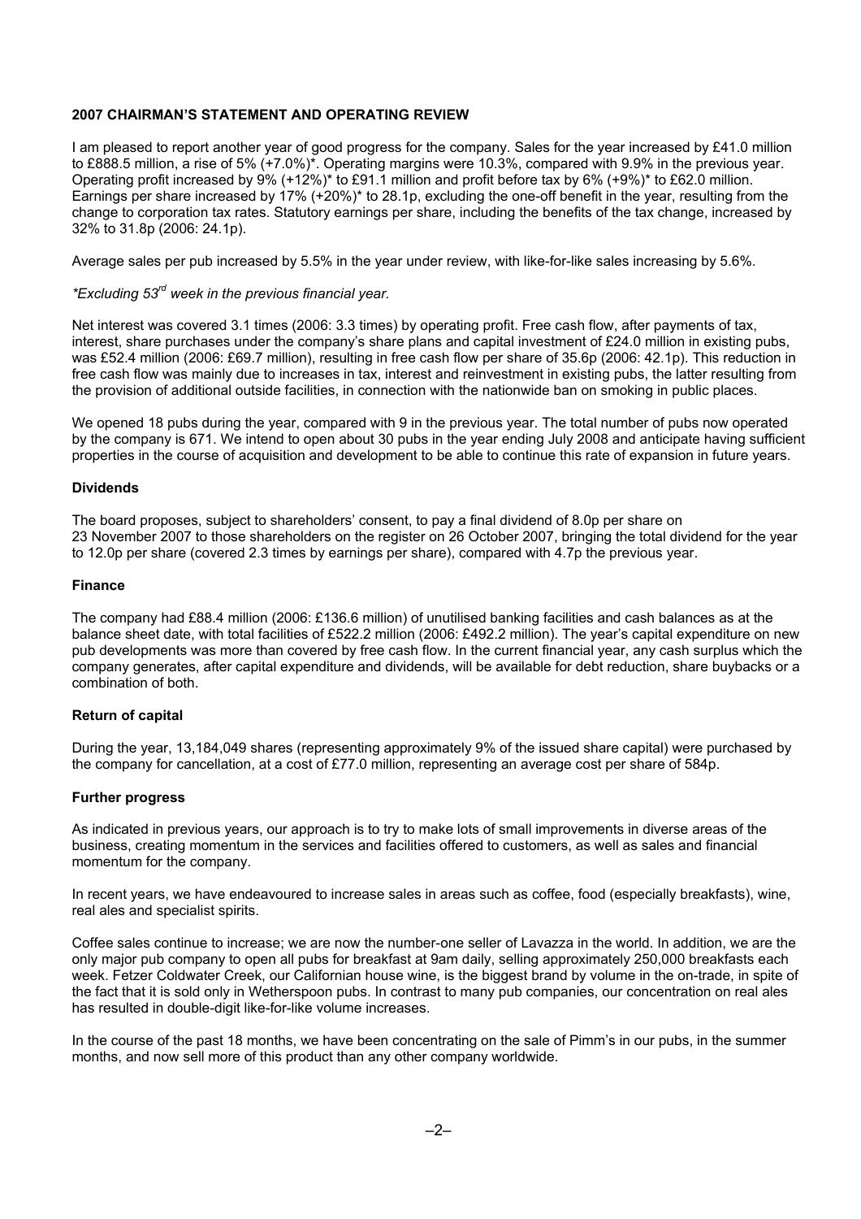## 2007 CHAIRMAN'S STATEMENT AND OPERATING REVIEW

I am pleased to report another year of good progress for the company. Sales for the year increased by £41.0 million to £888.5 million, a rise of 5% (+7.0%)*. Operating margins were 10.3%, compared with 9.9% in the previous year. Operating profit increased by 9% (+12%)* to £91.1 million and profit before tax by 6% (+9%)* to £62.0 million. Earnings per share increased by 17% (+20%)* to 28.1p, excluding the one-off benefit in the year, resulting from the change to corporation tax rates. Statutory earnings per share, including the benefits of the tax change, increased by 32% to 31.8p (2006: 24.1p).

Average sales per pub increased by 5.5% in the year under review, with like-for-like sales increasing by 5.6%.

*\*Excluding 53rd week in the previous financial year.*

Net interest was covered 3.1 times (2006: 3.3 times) by operating profit. Free cash flow, after payments of tax, interest, share purchases under the company's share plans and capital investment of £24.0 million in existing pubs, was £52.4 million (2006: £69.7 million), resulting in free cash flow per share of 35.6p (2006: 42.1p). This reduction in free cash flow was mainly due to increases in tax, interest and reinvestment in existing pubs, the latter resulting from the provision of additional outside facilities, in connection with the nationwide ban on smoking in public places.

We opened 18 pubs during the year, compared with 9 in the previous year. The total number of pubs now operated by the company is 671. We intend to open about 30 pubs in the year ending July 2008 and anticipate having sufficient properties in the course of acquisition and development to be able to continue this rate of expansion in future years.

### Dividends

The board proposes, subject to shareholders' consent, to pay a final dividend of 8.0p per share on 23 November 2007 to those shareholders on the register on 26 October 2007, bringing the total dividend for the year to 12.0p per share (covered 2.3 times by earnings per share), compared with 4.7p the previous year.

### Finance

The company had £88.4 million (2006: £136.6 million) of unutilised banking facilities and cash balances as at the balance sheet date, with total facilities of £522.2 million (2006: £492.2 million). The year's capital expenditure on new pub developments was more than covered by free cash flow. In the current financial year, any cash surplus which the company generates, after capital expenditure and dividends, will be available for debt reduction, share buybacks or a combination of both.

### Return of capital

During the year, 13,184,049 shares (representing approximately 9% of the issued share capital) were purchased by the company for cancellation, at a cost of £77.0 million, representing an average cost per share of 584p.

### Further progress

As indicated in previous years, our approach is to try to make lots of small improvements in diverse areas of the business, creating momentum in the services and facilities offered to customers, as well as sales and financial momentum for the company.

In recent years, we have endeavoured to increase sales in areas such as coffee, food (especially breakfasts), wine, real ales and specialist spirits.

Coffee sales continue to increase; we are now the number-one seller of Lavazza in the world. In addition, we are the only major pub company to open all pubs for breakfast at 9am daily, selling approximately 250,000 breakfasts each week. Fetzer Coldwater Creek, our Californian house wine, is the biggest brand by volume in the on-trade, in spite of the fact that it is sold only in Wetherspoon pubs. In contrast to many pub companies, our concentration on real ales has resulted in double-digit like-for-like volume increases.

In the course of the past 18 months, we have been concentrating on the sale of Pimm's in our pubs, in the summer months, and now sell more of this product than any other company worldwide.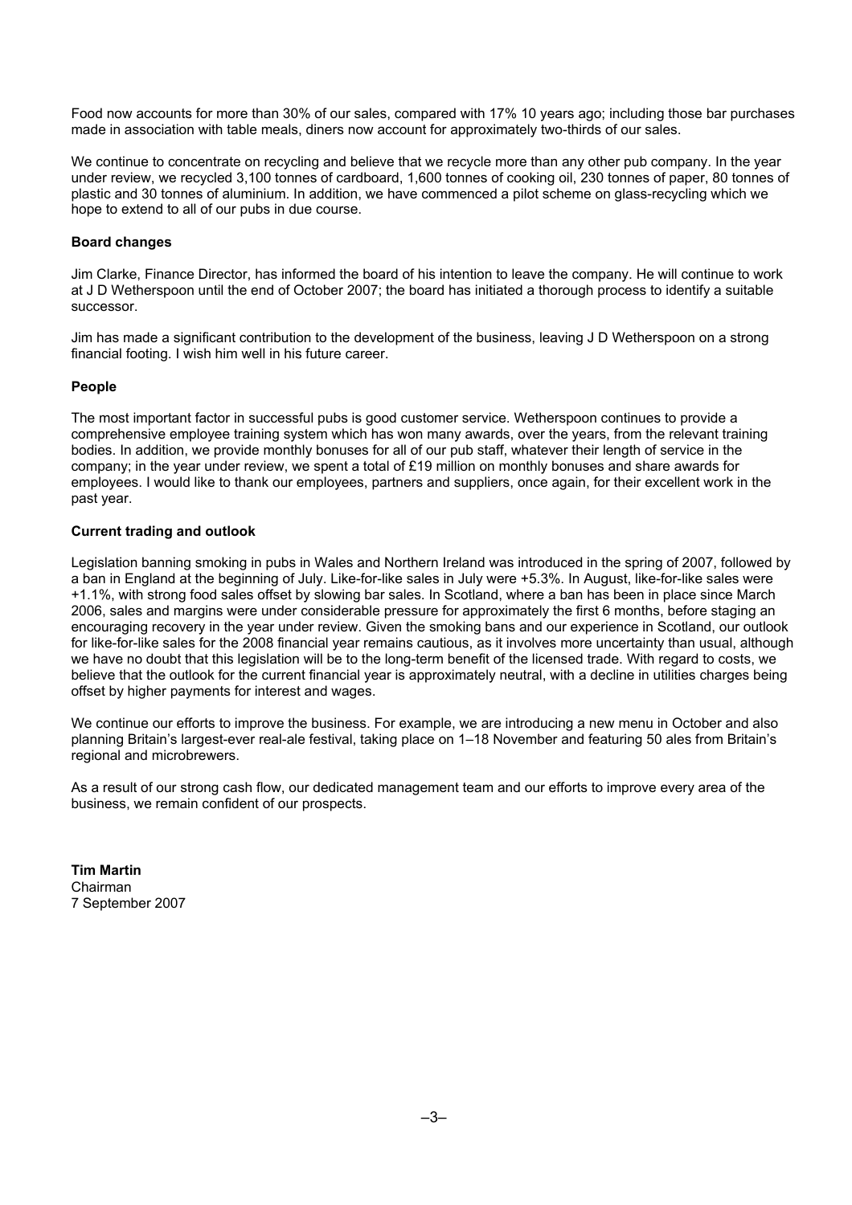Food now accounts for more than 30% of our sales, compared with 17% 10 years ago; including those bar purchases made in association with table meals, diners now account for approximately two-thirds of our sales.

We continue to concentrate on recycling and believe that we recycle more than any other pub company. In the year under review, we recycled 3,100 tonnes of cardboard, 1,600 tonnes of cooking oil, 230 tonnes of paper, 80 tonnes of plastic and 30 tonnes of aluminium. In addition, we have commenced a pilot scheme on glass-recycling which we hope to extend to all of our pubs in due course.

**Board changes**

Jim Clarke, Finance Director, has informed the board of his intention to leave the company. He will continue to work at J D Wetherspoon until the end of October 2007; the board has initiated a thorough process to identify a suitable successor.

Jim has made a significant contribution to the development of the business, leaving J D Wetherspoon on a strong financial footing. I wish him well in his future career.

**People**

The most important factor in successful pubs is good customer service. Wetherspoon continues to provide a comprehensive employee training system which has won many awards, over the years, from the relevant training bodies. In addition, we provide monthly bonuses for all of our pub staff, whatever their length of service in the company; in the year under review, we spent a total of £19 million on monthly bonuses and share awards for employees. I would like to thank our employees, partners and suppliers, once again, for their excellent work in the past year.

**Current trading and outlook**

Legislation banning smoking in pubs in Wales and Northern Ireland was introduced in the spring of 2007, followed by a ban in England at the beginning of July. Like-for-like sales in July were +5.3%. In August, like-for-like sales were +1.1%, with strong food sales offset by slowing bar sales. In Scotland, where a ban has been in place since March 2006, sales and margins were under considerable pressure for approximately the first 6 months, before staging an encouraging recovery in the year under review. Given the smoking bans and our experience in Scotland, our outlook for like-for-like sales for the 2008 financial year remains cautious, as it involves more uncertainty than usual, although we have no doubt that this legislation will be to the long-term benefit of the licensed trade. With regard to costs, we believe that the outlook for the current financial year is approximately neutral, with a decline in utilities charges being offset by higher payments for interest and wages.

We continue our efforts to improve the business. For example, we are introducing a new menu in October and also planning Britain's largest-ever real-ale festival, taking place on 1–18 November and featuring 50 ales from Britain's regional and microbrewers.

As a result of our strong cash flow, our dedicated management team and our efforts to improve every area of the business, we remain confident of our prospects.

**Tim Martin**
Chairman
7 September 2007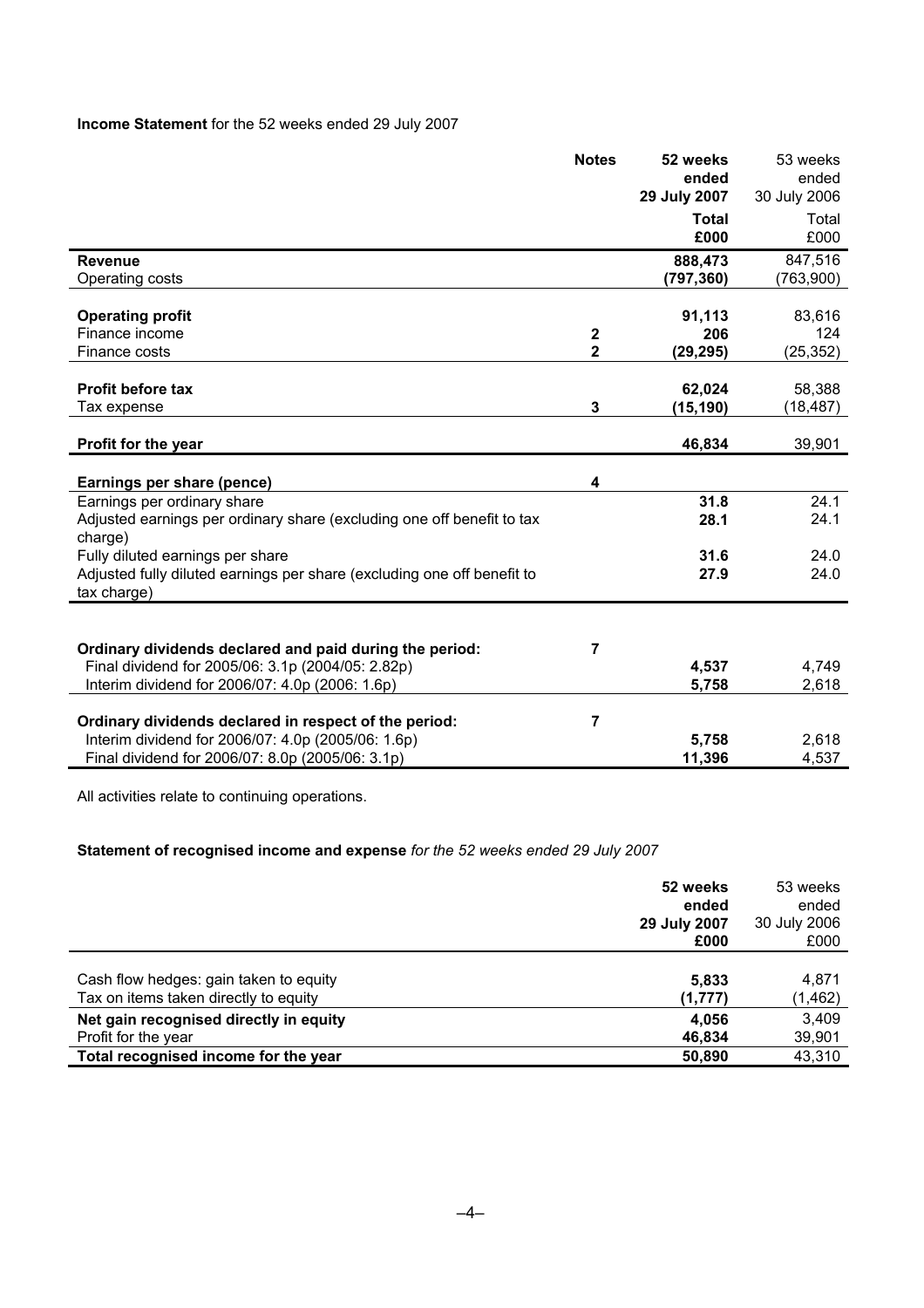**Income Statement** for the 52 weeks ended 29 July 2007

| | Notes | 52 weeks ended 29 July 2007 Total £000 | 53 weeks ended 30 July 2006 Total £000 |
|---|---|---|---|
| **Revenue** | | **888,473** | 847,516 |
| Operating costs | | **(797,360)** | (763,900) |
| **Operating profit** | | **91,113** | 83,616 |
| Finance income | 2 | **206** | 124 |
| Finance costs | 2 | **(29,295)** | (25,352) |
| **Profit before tax** | | **62,024** | 58,388 |
| Tax expense | 3 | **(15,190)** | (18,487) |
| **Profit for the year** | | **46,834** | 39,901 |
| **Earnings per share (pence)** | 4 | | |
| Earnings per ordinary share | | **31.8** | 24.1 |
| Adjusted earnings per ordinary share (excluding one off benefit to tax charge) | | **28.1** | 24.1 |
| Fully diluted earnings per share | | **31.6** | 24.0 |
| Adjusted fully diluted earnings per share (excluding one off benefit to tax charge) | | **27.9** | 24.0 |
| **Ordinary dividends declared and paid during the period:** | 7 | | |
| Final dividend for 2005/06: 3.1p (2004/05: 2.82p) | | **4,537** | 4,749 |
| Interim dividend for 2006/07: 4.0p (2006: 1.6p) | | **5,758** | 2,618 |
| **Ordinary dividends declared in respect of the period:** | 7 | | |
| Interim dividend for 2006/07: 4.0p (2005/06: 1.6p) | | **5,758** | 2,618 |
| Final dividend for 2006/07: 8.0p (2005/06: 3.1p) | | **11,396** | 4,537 |

All activities relate to continuing operations.

**Statement of recognised income and expense** *for the 52 weeks ended 29 July 2007*

| | 52 weeks ended 29 July 2007 £000 | 53 weeks ended 30 July 2006 £000 |
|---|---|---|
| Cash flow hedges: gain taken to equity | **5,833** | 4,871 |
| Tax on items taken directly to equity | **(1,777)** | (1,462) |
| **Net gain recognised directly in equity** | **4,056** | 3,409 |
| Profit for the year | **46,834** | 39,901 |
| **Total recognised income for the year** | **50,890** | 43,310 |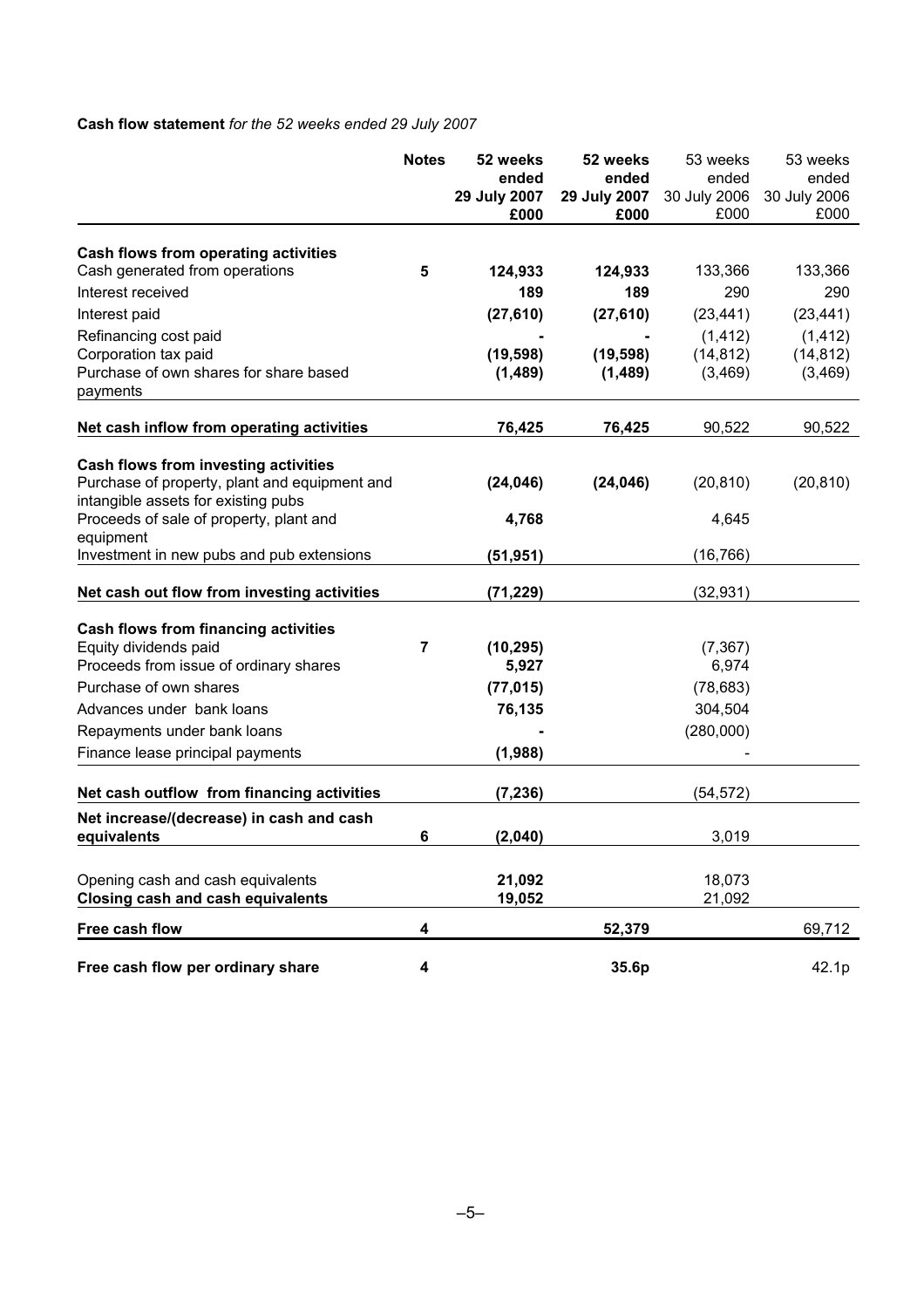**Cash flow statement** *for the 52 weeks ended 29 July 2007*

| | Notes | 52 weeks ended 29 July 2007 £000 | 52 weeks ended 29 July 2007 £000 | 53 weeks ended 30 July 2006 £000 | 53 weeks ended 30 July 2006 £000 |
|---|---|---|---|---|---|
| **Cash flows from operating activities** | | | | | |
| Cash generated from operations | 5 | 124,933 | 124,933 | 133,366 | 133,366 |
| Interest received | | 189 | 189 | 290 | 290 |
| Interest paid | | (27,610) | (27,610) | (23,441) | (23,441) |
| Refinancing cost paid | | - | - | (1,412) | (1,412) |
| Corporation tax paid | | (19,598) | (19,598) | (14,812) | (14,812) |
| Purchase of own shares for share based payments | | (1,489) | (1,489) | (3,469) | (3,469) |
| **Net cash inflow from operating activities** | | 76,425 | 76,425 | 90,522 | 90,522 |
| **Cash flows from investing activities** | | | | | |
| Purchase of property, plant and equipment and intangible assets for existing pubs | | (24,046) | (24,046) | (20,810) | (20,810) |
| Proceeds of sale of property, plant and equipment | | 4,768 | | 4,645 | |
| Investment in new pubs and pub extensions | | (51,951) | | (16,766) | |
| **Net cash out flow from investing activities** | | (71,229) | | (32,931) | |
| **Cash flows from financing activities** | | | | | |
| Equity dividends paid | 7 | (10,295) | | (7,367) | |
| Proceeds from issue of ordinary shares | | 5,927 | | 6,974 | |
| Purchase of own shares | | (77,015) | | (78,683) | |
| Advances under bank loans | | 76,135 | | 304,504 | |
| Repayments under bank loans | | - | | (280,000) | |
| Finance lease principal payments | | (1,988) | | - | |
| **Net cash outflow from financing activities** | | (7,236) | | (54,572) | |
| **Net increase/(decrease) in cash and cash equivalents** | 6 | (2,040) | | 3,019 | |
| Opening cash and cash equivalents | | 21,092 | | 18,073 | |
| **Closing cash and cash equivalents** | | 19,052 | | 21,092 | |
| **Free cash flow** | 4 | | 52,379 | | 69,712 |
| **Free cash flow per ordinary share** | 4 | | 35.6p | | 42.1p |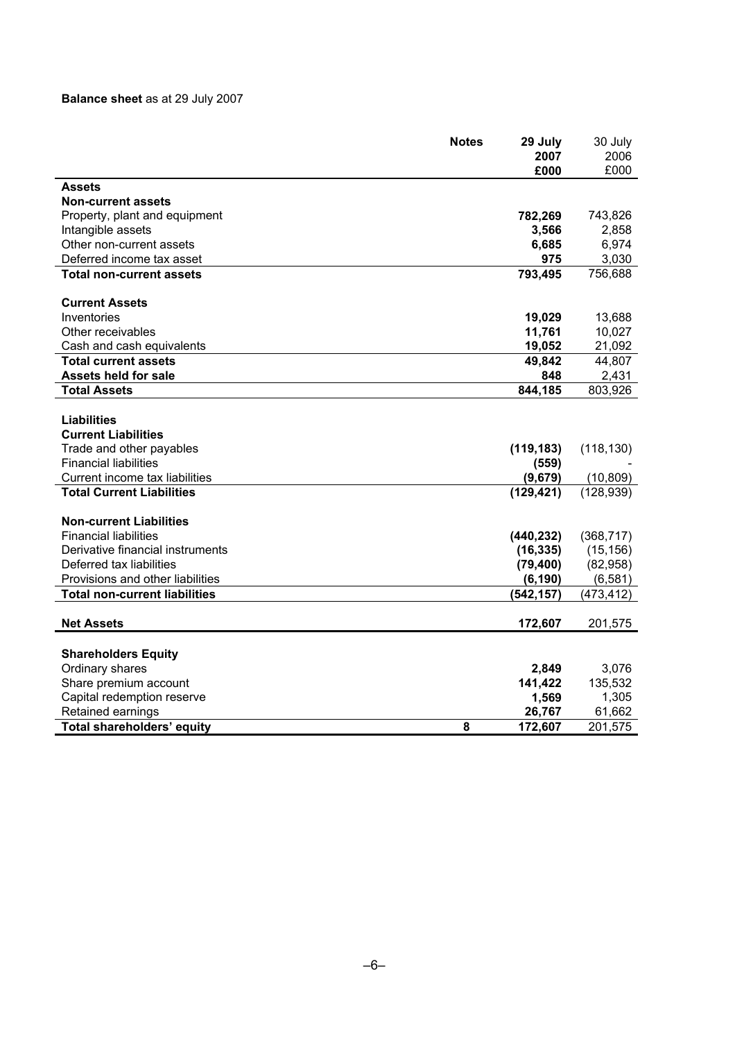**Balance sheet** as at 29 July 2007

| | Notes | 29 July 2007 £000 | 30 July 2006 £000 |
|---|---|---|---|
| **Assets** | | | |
| **Non-current assets** | | | |
| Property, plant and equipment | | **782,269** | 743,826 |
| Intangible assets | | **3,566** | 2,858 |
| Other non-current assets | | **6,685** | 6,974 |
| Deferred income tax asset | | **975** | 3,030 |
| **Total non-current assets** | | **793,495** | 756,688 |
| | | | |
| **Current Assets** | | | |
| Inventories | | **19,029** | 13,688 |
| Other receivables | | **11,761** | 10,027 |
| Cash and cash equivalents | | **19,052** | 21,092 |
| **Total current assets** | | **49,842** | 44,807 |
| **Assets held for sale** | | **848** | 2,431 |
| **Total Assets** | | **844,185** | 803,926 |
| | | | |
| **Liabilities** | | | |
| **Current Liabilities** | | | |
| Trade and other payables | | **(119,183)** | (118,130) |
| Financial liabilities | | **(559)** | - |
| Current income tax liabilities | | **(9,679)** | (10,809) |
| **Total Current Liabilities** | | **(129,421)** | (128,939) |
| | | | |
| **Non-current Liabilities** | | | |
| Financial liabilities | | **(440,232)** | (368,717) |
| Derivative financial instruments | | **(16,335)** | (15,156) |
| Deferred tax liabilities | | **(79,400)** | (82,958) |
| Provisions and other liabilities | | **(6,190)** | (6,581) |
| **Total non-current liabilities** | | **(542,157)** | (473,412) |
| | | | |
| **Net Assets** | | **172,607** | 201,575 |
| | | | |
| **Shareholders Equity** | | | |
| Ordinary shares | | **2,849** | 3,076 |
| Share premium account | | **141,422** | 135,532 |
| Capital redemption reserve | | **1,569** | 1,305 |
| Retained earnings | | **26,767** | 61,662 |
| **Total shareholders' equity** | **8** | **172,607** | 201,575 |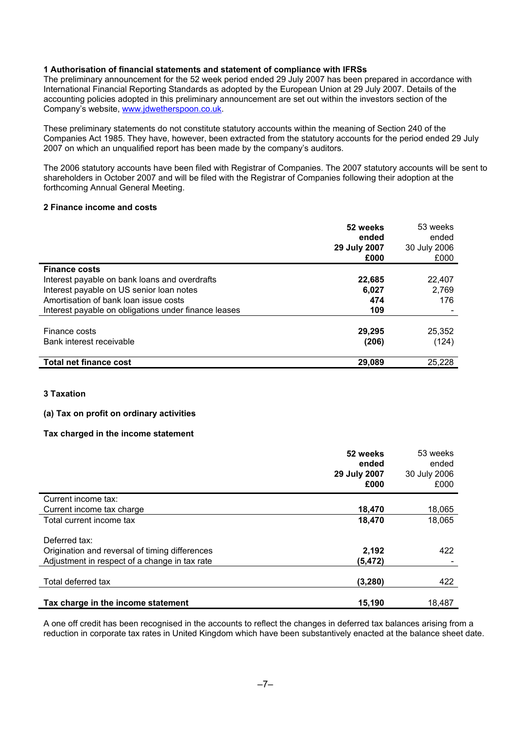## 1 Authorisation of financial statements and statement of compliance with IFRSs

The preliminary announcement for the 52 week period ended 29 July 2007 has been prepared in accordance with International Financial Reporting Standards as adopted by the European Union at 29 July 2007. Details of the accounting policies adopted in this preliminary announcement are set out within the investors section of the Company's website, www.jdwetherspoon.co.uk.

These preliminary statements do not constitute statutory accounts within the meaning of Section 240 of the Companies Act 1985. They have, however, been extracted from the statutory accounts for the period ended 29 July 2007 on which an unqualified report has been made by the company's auditors.

The 2006 statutory accounts have been filed with Registrar of Companies. The 2007 statutory accounts will be sent to shareholders in October 2007 and will be filed with the Registrar of Companies following their adoption at the forthcoming Annual General Meeting.

## 2 Finance income and costs

| | **52 weeks ended 29 July 2007 £000** | 53 weeks ended 30 July 2006 £000 |
|---|---|---|
| **Finance costs** | | |
| Interest payable on bank loans and overdrafts | **22,685** | 22,407 |
| Interest payable on US senior loan notes | **6,027** | 2,769 |
| Amortisation of bank loan issue costs | **474** | 176 |
| Interest payable on obligations under finance leases | **109** | - |
| Finance costs | **29,295** | 25,352 |
| Bank interest receivable | **(206)** | (124) |
| **Total net finance cost** | **29,089** | 25,228 |

## 3 Taxation

### (a) Tax on profit on ordinary activities

**Tax charged in the income statement**

| | **52 weeks ended 29 July 2007 £000** | 53 weeks ended 30 July 2006 £000 |
|---|---|---|
| Current income tax: | | |
| Current income tax charge | **18,470** | 18,065 |
| Total current income tax | **18,470** | 18,065 |
| Deferred tax: | | |
| Origination and reversal of timing differences | **2,192** | 422 |
| Adjustment in respect of a change in tax rate | **(5,472)** | - |
| Total deferred tax | **(3,280)** | 422 |
| **Tax charge in the income statement** | **15,190** | 18,487 |

A one off credit has been recognised in the accounts to reflect the changes in deferred tax balances arising from a reduction in corporate tax rates in United Kingdom which have been substantively enacted at the balance sheet date.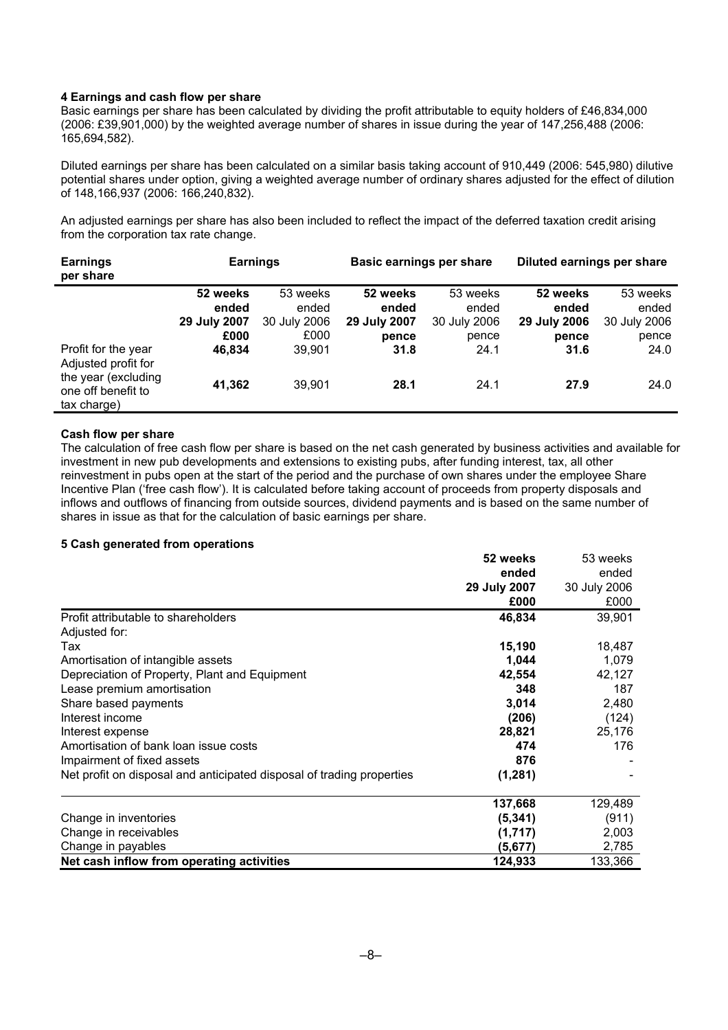### 4 Earnings and cash flow per share

Basic earnings per share has been calculated by dividing the profit attributable to equity holders of £46,834,000 (2006: £39,901,000) by the weighted average number of shares in issue during the year of 147,256,488 (2006: 165,694,582).

Diluted earnings per share has been calculated on a similar basis taking account of 910,449 (2006: 545,980) dilutive potential shares under option, giving a weighted average number of ordinary shares adjusted for the effect of dilution of 148,166,937 (2006: 166,240,832).

An adjusted earnings per share has also been included to reflect the impact of the deferred taxation credit arising from the corporation tax rate change.

| Earnings per share | Earnings | | Basic earnings per share | | Diluted earnings per share | |
|---|---|---|---|---|---|---|
| | **52 weeks ended 29 July 2007 £000** | 53 weeks ended 30 July 2006 £000 | **52 weeks ended 29 July 2007 pence** | 53 weeks ended 30 July 2006 pence | **52 weeks ended 29 July 2006 pence** | 53 weeks ended 30 July 2006 pence |
| Profit for the year | **46,834** | 39,901 | **31.8** | 24.1 | **31.6** | 24.0 |
| Adjusted profit for the year (excluding one off benefit to tax charge) | **41,362** | 39,901 | **28.1** | 24.1 | **27.9** | 24.0 |

#### Cash flow per share

The calculation of free cash flow per share is based on the net cash generated by business activities and available for investment in new pub developments and extensions to existing pubs, after funding interest, tax, all other reinvestment in pubs open at the start of the period and the purchase of own shares under the employee Share Incentive Plan ('free cash flow'). It is calculated before taking account of proceeds from property disposals and inflows and outflows of financing from outside sources, dividend payments and is based on the same number of shares in issue as that for the calculation of basic earnings per share.

### 5 Cash generated from operations

| | **52 weeks ended 29 July 2007 £000** | 53 weeks ended 30 July 2006 £000 |
|---|---|---|
| Profit attributable to shareholders | **46,834** | 39,901 |
| Adjusted for: | | |
| Tax | **15,190** | 18,487 |
| Amortisation of intangible assets | **1,044** | 1,079 |
| Depreciation of Property, Plant and Equipment | **42,554** | 42,127 |
| Lease premium amortisation | **348** | 187 |
| Share based payments | **3,014** | 2,480 |
| Interest income | **(206)** | (124) |
| Interest expense | **28,821** | 25,176 |
| Amortisation of bank loan issue costs | **474** | 176 |
| Impairment of fixed assets | **876** | - |
| Net profit on disposal and anticipated disposal of trading properties | **(1,281)** | - |
| | **137,668** | 129,489 |
| Change in inventories | **(5,341)** | (911) |
| Change in receivables | **(1,717)** | 2,003 |
| Change in payables | **(5,677)** | 2,785 |
| **Net cash inflow from operating activities** | **124,933** | 133,366 |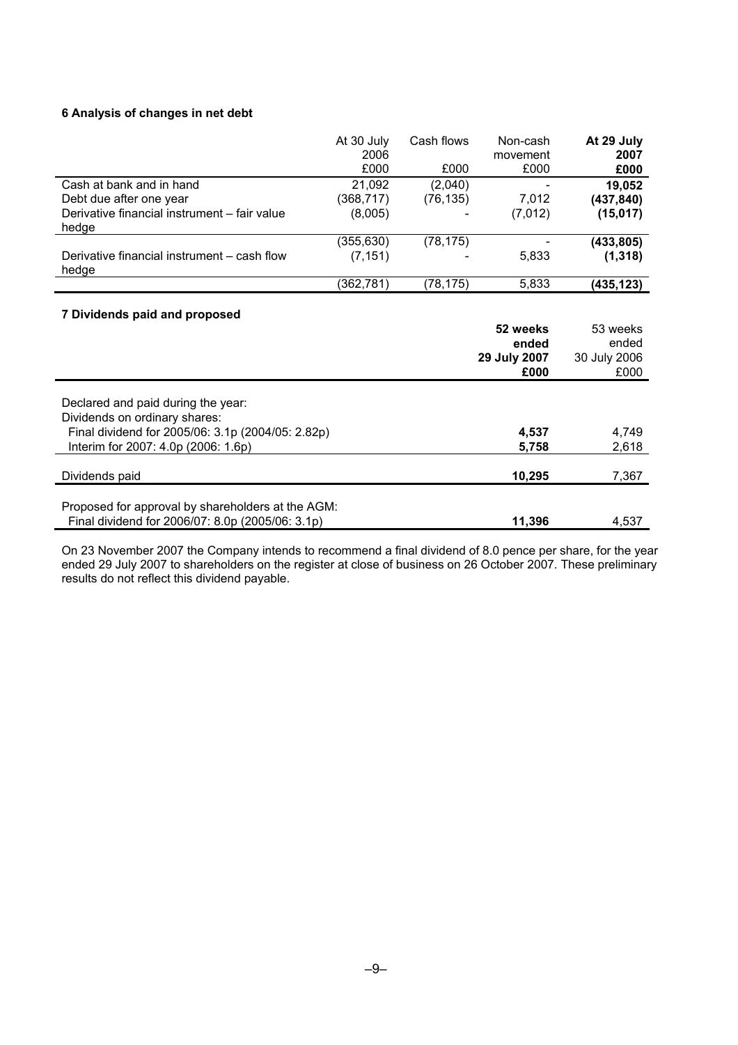### 6 Analysis of changes in net debt

| | At 30 July 2006 £000 | Cash flows £000 | Non-cash movement £000 | **At 29 July 2007 £000** |
|---|---|---|---|---|
| Cash at bank and in hand | 21,092 | (2,040) | - | **19,052** |
| Debt due after one year | (368,717) | (76,135) | 7,012 | **(437,840)** |
| Derivative financial instrument – fair value hedge | (8,005) | - | (7,012) | **(15,017)** |
| | (355,630) | (78,175) | - | **(433,805)** |
| Derivative financial instrument – cash flow hedge | (7,151) | - | 5,833 | **(1,318)** |
| | (362,781) | (78,175) | 5,833 | **(435,123)** |

### 7 Dividends paid and proposed

| | **52 weeks ended 29 July 2007 £000** | 53 weeks ended 30 July 2006 £000 |
|---|---|---|
| Declared and paid during the year: | | |
| Dividends on ordinary shares: | | |
| Final dividend for 2005/06: 3.1p (2004/05: 2.82p) | **4,537** | 4,749 |
| Interim for 2007: 4.0p (2006: 1.6p) | **5,758** | 2,618 |
| Dividends paid | **10,295** | 7,367 |
| Proposed for approval by shareholders at the AGM: | | |
| Final dividend for 2006/07: 8.0p (2005/06: 3.1p) | **11,396** | 4,537 |

On 23 November 2007 the Company intends to recommend a final dividend of 8.0 pence per share, for the year ended 29 July 2007 to shareholders on the register at close of business on 26 October 2007. These preliminary results do not reflect this dividend payable.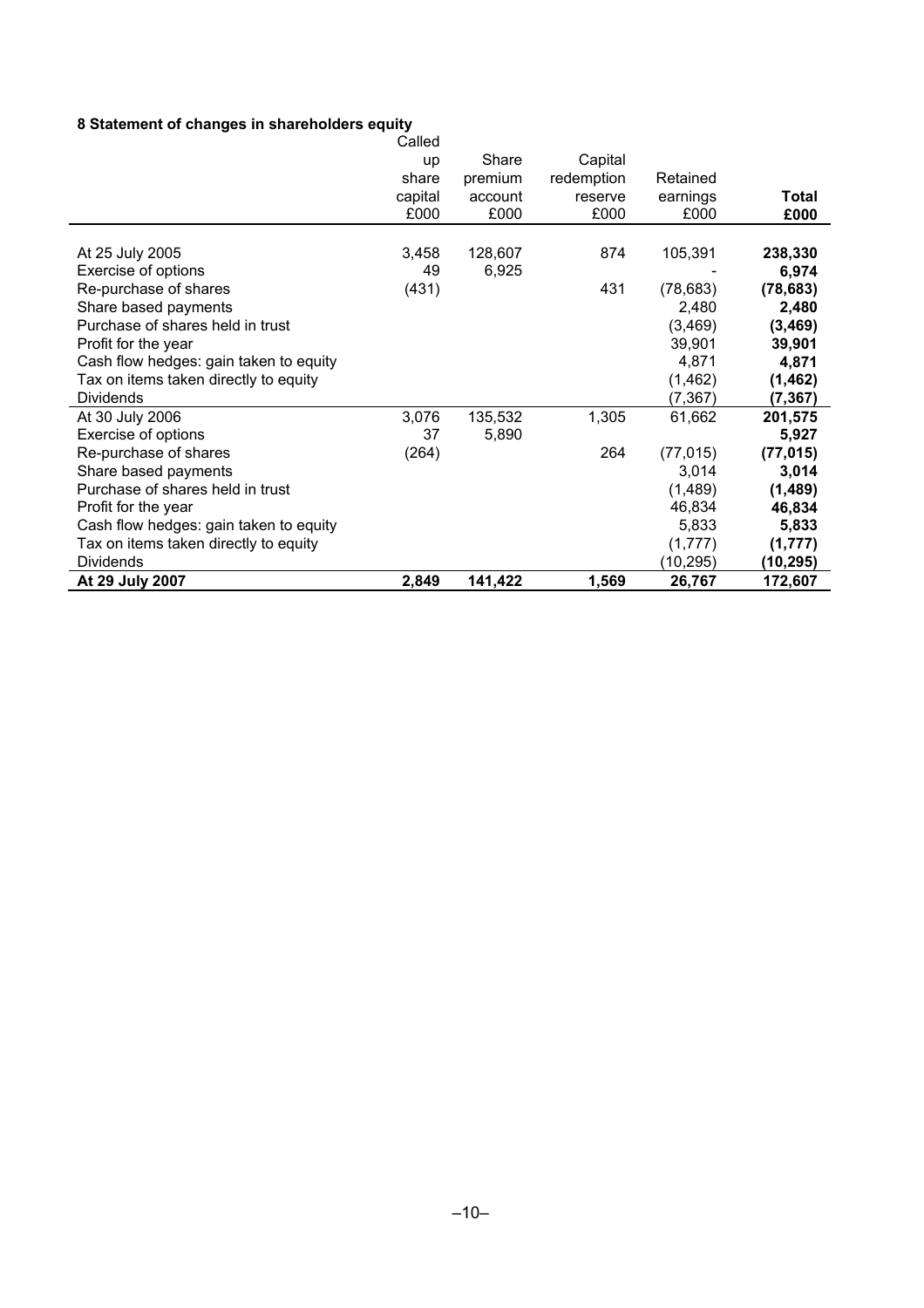**8 Statement of changes in shareholders equity**

| | Called up share capital £000 | Share premium account £000 | Capital redemption reserve £000 | Retained earnings £000 | **Total £000** |
|---|---|---|---|---|---|
| At 25 July 2005 | 3,458 | 128,607 | 874 | 105,391 | **238,330** |
| Exercise of options | 49 | 6,925 | | - | **6,974** |
| Re-purchase of shares | (431) | | 431 | (78,683) | **(78,683)** |
| Share based payments | | | | 2,480 | **2,480** |
| Purchase of shares held in trust | | | | (3,469) | **(3,469)** |
| Profit for the year | | | | 39,901 | **39,901** |
| Cash flow hedges: gain taken to equity | | | | 4,871 | **4,871** |
| Tax on items taken directly to equity | | | | (1,462) | **(1,462)** |
| Dividends | | | | (7,367) | **(7,367)** |
| At 30 July 2006 | 3,076 | 135,532 | 1,305 | 61,662 | **201,575** |
| Exercise of options | 37 | 5,890 | | | **5,927** |
| Re-purchase of shares | (264) | | 264 | (77,015) | **(77,015)** |
| Share based payments | | | | 3,014 | **3,014** |
| Purchase of shares held in trust | | | | (1,489) | **(1,489)** |
| Profit for the year | | | | 46,834 | **46,834** |
| Cash flow hedges: gain taken to equity | | | | 5,833 | **5,833** |
| Tax on items taken directly to equity | | | | (1,777) | **(1,777)** |
| Dividends | | | | (10,295) | **(10,295)** |
| **At 29 July 2007** | **2,849** | **141,422** | **1,569** | **26,767** | **172,607** |